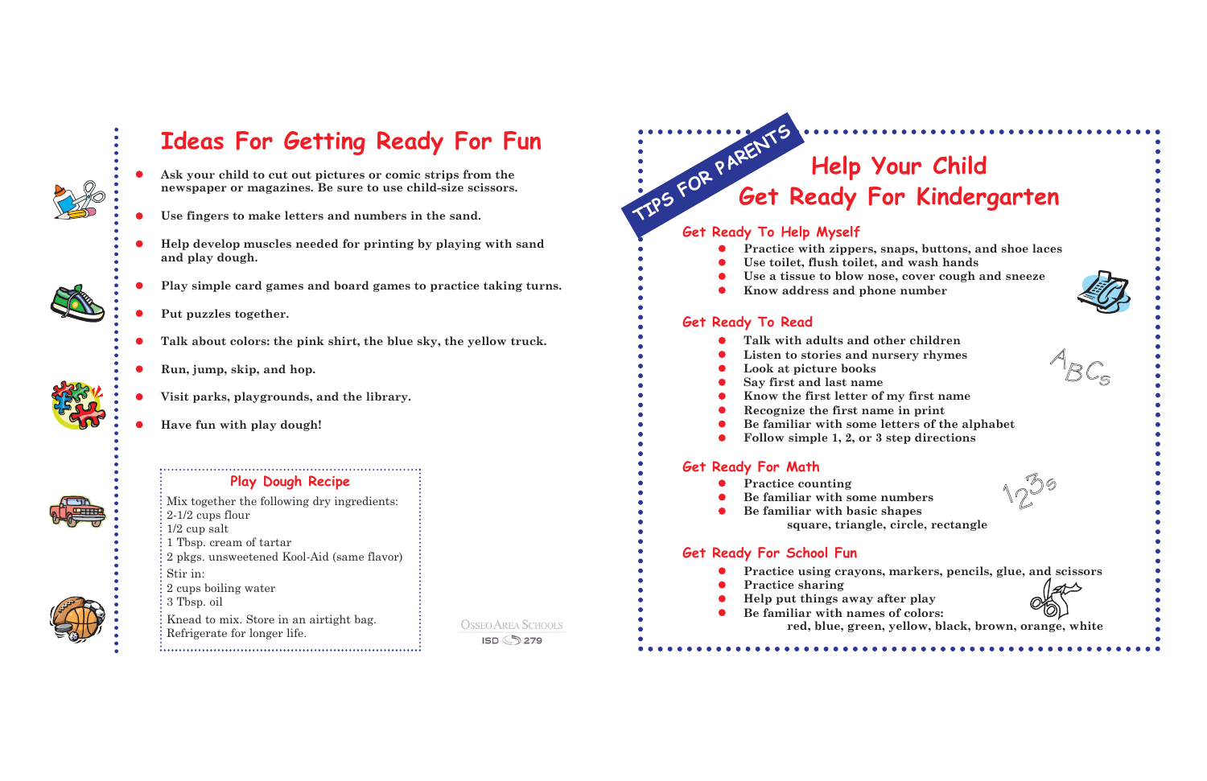# Ideas For Getting Ready For Fun

- **Ask your child to cut out pictures or comic strips from the newspaper or magazines. Be sure to use child-size scissors.**
- **Use fingers to make letters and numbers in the sand.**
- **Help develop muscles needed for printing by playing with sand and play dough.**
- **Play simple card games and board games to practice taking turns.**
- **Put puzzles together.**
- **Talk about colors: the pink shirt, the blue sky, the yellow truck.**
- **Run, jump, skip, and hop.**
- **Visit parks, playgrounds, and the library.**
- **Have fun with play dough!**

## Play Dough Recipe

Mix together the following dry ingredients:
2-1/2 cups flour
1/2 cup salt
1 Tbsp. cream of tartar
2 pkgs. unsweetened Kool-Aid (same flavor)

Stir in:
2 cups boiling water
3 Tbsp. oil

Knead to mix. Store in an airtight bag.
Refrigerate for longer life.

Osseo Area Schools
ISD 279

TIPS FOR PARENTS

# Help Your Child Get Ready For Kindergarten

## Get Ready To Help Myself

- **Practice with zippers, snaps, buttons, and shoe laces**
- **Use toilet, flush toilet, and wash hands**
- **Use a tissue to blow nose, cover cough and sneeze**
- **Know address and phone number**

## Get Ready To Read

- **Talk with adults and other children**
- **Listen to stories and nursery rhymes**
- **Look at picture books**
- **Say first and last name**
- **Know the first letter of my first name**
- **Recognize the first name in print**
- **Be familiar with some letters of the alphabet**
- **Follow simple 1, 2, or 3 step directions**

## Get Ready For Math

- **Practice counting**
- **Be familiar with some numbers**
- **Be familiar with basic shapes**
  **square, triangle, circle, rectangle**

## Get Ready For School Fun

- **Practice using crayons, markers, pencils, glue, and scissors**
- **Practice sharing**
- **Help put things away after play**
- **Be familiar with names of colors:**
  **red, blue, green, yellow, black, brown, orange, white**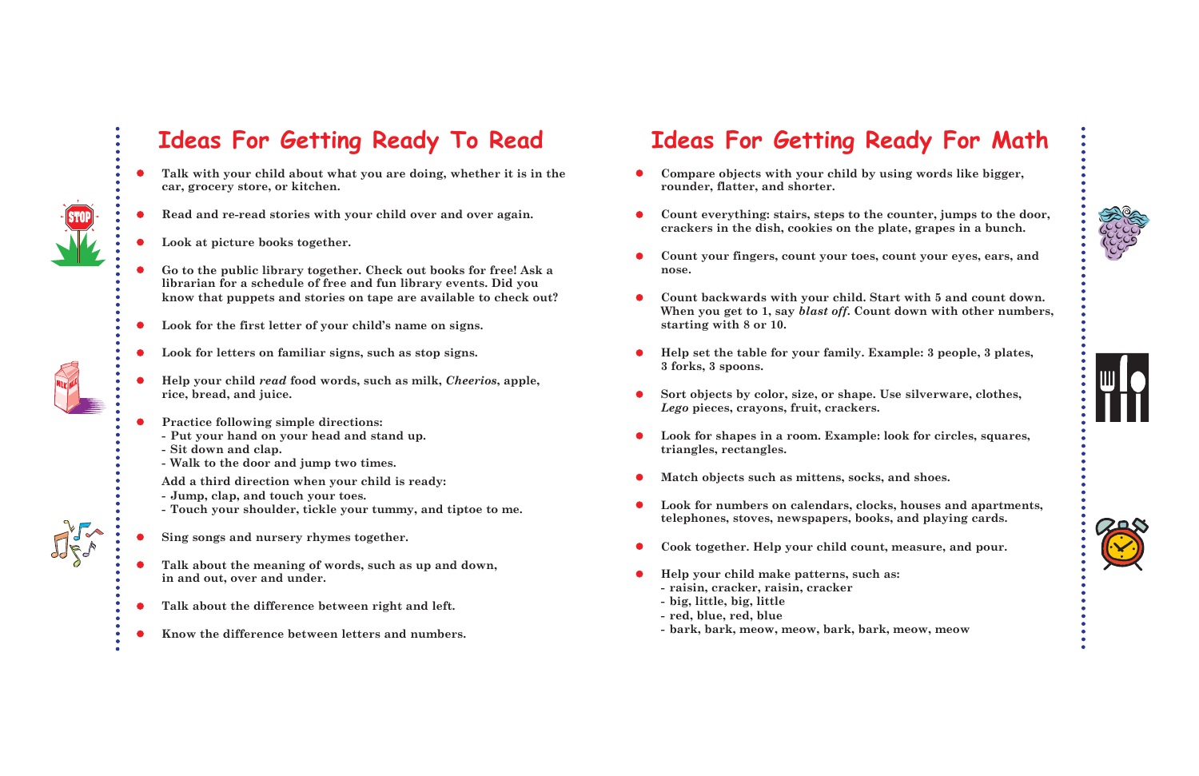## Ideas For Getting Ready To Read

- **Talk with your child about what you are doing, whether it is in the car, grocery store, or kitchen.**
- **Read and re-read stories with your child over and over again.**
- **Look at picture books together.**
- **Go to the public library together. Check out books for free! Ask a librarian for a schedule of free and fun library events. Did you know that puppets and stories on tape are available to check out?**
- **Look for the first letter of your child's name on signs.**
- **Look for letters on familiar signs, such as stop signs.**
- **Help your child *read* food words, such as milk, *Cheerios*, apple, rice, bread, and juice.**
- **Practice following simple directions:**
  - **Put your hand on your head and stand up.**
  - **Sit down and clap.**
  - **Walk to the door and jump two times.**

  **Add a third direction when your child is ready:**
  - **Jump, clap, and touch your toes.**
  - **Touch your shoulder, tickle your tummy, and tiptoe to me.**
- **Sing songs and nursery rhymes together.**
- **Talk about the meaning of words, such as up and down, in and out, over and under.**
- **Talk about the difference between right and left.**
- **Know the difference between letters and numbers.**

## Ideas For Getting Ready For Math

- **Compare objects with your child by using words like bigger, rounder, flatter, and shorter.**
- **Count everything: stairs, steps to the counter, jumps to the door, crackers in the dish, cookies on the plate, grapes in a bunch.**
- **Count your fingers, count your toes, count your eyes, ears, and nose.**
- **Count backwards with your child. Start with 5 and count down. When you get to 1, say *blast off.* Count down with other numbers, starting with 8 or 10.**
- **Help set the table for your family. Example: 3 people, 3 plates, 3 forks, 3 spoons.**
- **Sort objects by color, size, or shape. Use silverware, clothes, *Lego* pieces, crayons, fruit, crackers.**
- **Look for shapes in a room. Example: look for circles, squares, triangles, rectangles.**
- **Match objects such as mittens, socks, and shoes.**
- **Look for numbers on calendars, clocks, houses and apartments, telephones, stoves, newspapers, books, and playing cards.**
- **Cook together. Help your child count, measure, and pour.**
- **Help your child make patterns, such as:**
  - **raisin, cracker, raisin, cracker**
  - **big, little, big, little**
  - **red, blue, red, blue**
  - **bark, bark, meow, meow, bark, bark, meow, meow**